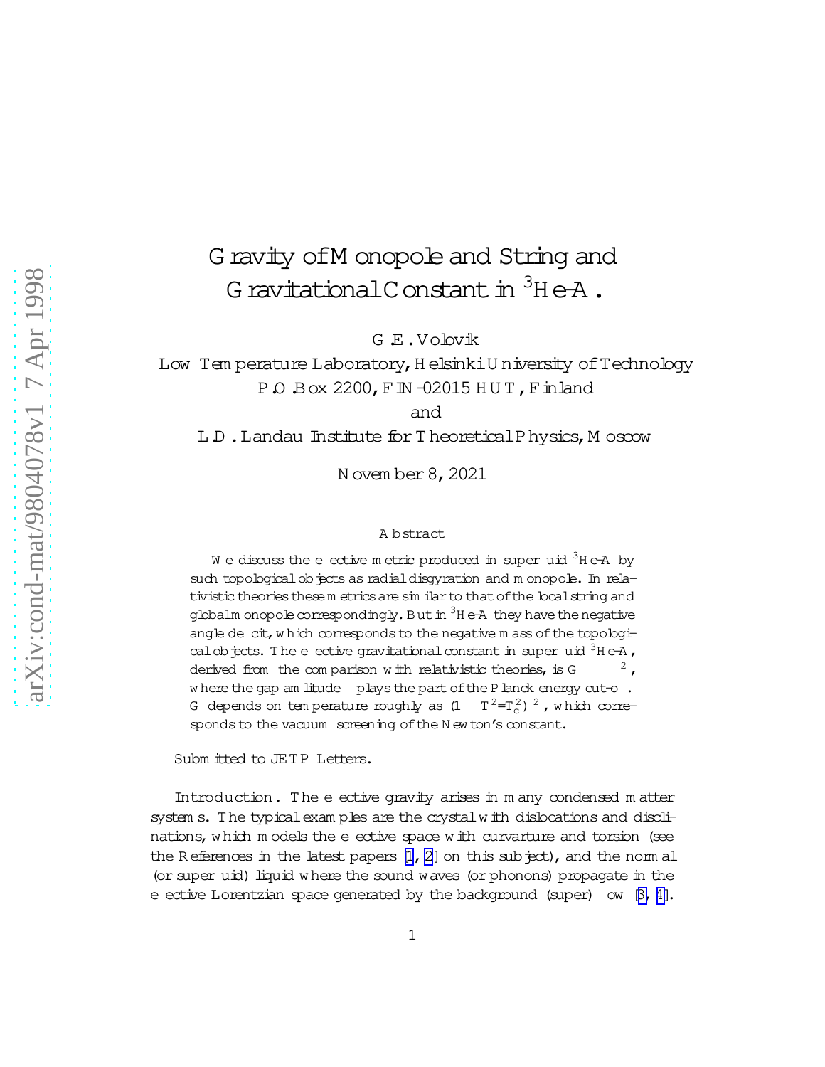# Gravity of Monopole and String and Gravitational Constant in $^3$He-A.

G.E. Volovik

Low Temperature Laboratory, Helsinki University of Technology
P.O.Box 2200, FIN-02015 HUT, Finland

and

L.D. Landau Institute for Theoretical Physics, Moscow

November 8, 2021

## Abstract

We discuss the effective metric produced in superfluid $^3$He-A by such topological objects as radial disgyration and monopole. In relativistic theories these metrics are similar to that of the local string and global monopole correspondingly. But in $^3$He-A they have the negative angle deficit, which corresponds to the negative mass of the topological objects. The effective gravitational constant in superfluid $^3$He-A, derived from the comparison with relativistic theories, is $G \sim \Delta^{-2}$, where the gap amplitude $\Delta$ plays the part of the Planck energy cut-off. $G$ depends on temperature roughly as $(1 - T^2/T_c^2)^{-2}$, which corresponds to the vacuum screening of the Newton's constant.

Submitted to JETP Letters.

**Introduction.** The effective gravity arises in many condensed matter systems. The typical examples are the crystal with dislocations and disclinations, which models the effective space with curvature and torsion (see the References in the latest papers [1, 2] on this subject), and the normal (or superfluid) liquid where the sound waves (or phonons) propagate in the effective Lorentzian space generated by the background (super) flow [3, 4].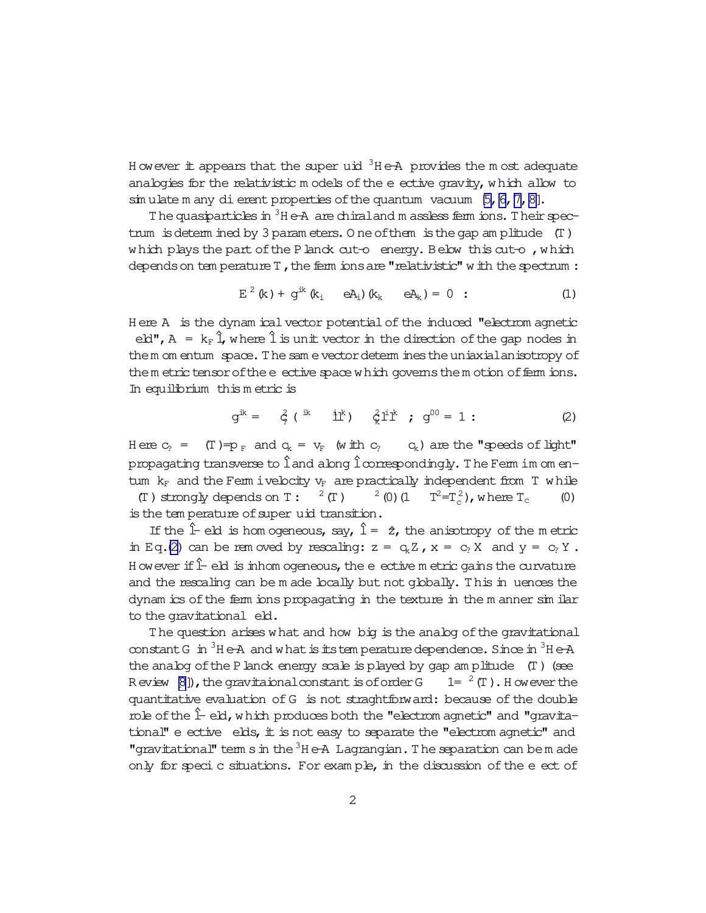However it appears that the superfluid $^3$He-A provides the most adequate analogies for the relativistic models of the effective gravity, which allow to simulate many different properties of the quantum vacuum [5, 6, 7, 8].

The quasiparticles in $^3$He-A are chiral and massless fermions. Their spectrum is determined by 3 parameters. One of them is the gap amplitude $\Delta(T)$ which plays the part of the Planck cut-off energy. Below this cut-off, which depends on temperature $T$, the fermions are "relativistic" with the spectrum:

$$E^2(\mathbf{k}) + g^{ik}(k_i - eA_i)(k_k - eA_k) = 0 \ . \tag{1}$$

Here $\mathbf{A}$ is the dynamical vector potential of the induced "electromagnetic field", $\mathbf{A} = k_F\hat{\mathbf{l}}$, where $\hat{\mathbf{l}}$ is unit vector in the direction of the gap nodes in the momentum space. The same vector determines the uniaxial anisotropy of the metric tensor of the effective space which governs the motion of fermions. In equilibrium this metric is

$$g^{ik} = -c_\perp^2(\delta^{ik} - \hat{l}^i\hat{l}^k) - c_\parallel^2\hat{l}^i\hat{l}^k \ ; \ g^{00} = 1 \ . \tag{2}$$

Here $c_\perp = \Delta(T)/p_F$ and $c_\parallel = v_F$ (with $c_\perp \ll c_\parallel$) are the "speeds of light" propagating transverse to $\hat{\mathbf{l}}$ and along $\hat{\mathbf{l}}$ correspondingly. The Fermi momentum $k_F$ and the Fermi velocity $v_F$ are practically independent from $T$ while $\Delta(T)$ strongly depends on $T$: $\Delta^2(T) \sim \Delta^2(0)(1 - T^2/T_c^2)$, where $T_c \sim \Delta(0)$ is the temperature of superfluid transition.

If the $\hat{\mathbf{l}}$-field is homogeneous, say, $\hat{\mathbf{l}} = \hat{\mathbf{z}}$, the anisotropy of the metric in Eq.(2) can be removed by rescaling: $z = c_\parallel Z$, $x = c_\perp X$ and $y = c_\perp Y$. However if $\hat{\mathbf{l}}$-field is inhomogeneous, the effective metric gains the curvature and the rescaling can be made locally but not globally. This influences the dynamics of the fermions propagating in the texture in the manner similar to the gravitational field.

The question arises what and how big is the analog of the gravitational constant $G$ in $^3$He-A and what is its temperature dependence. Since in $^3$He-A the analog of the Planck energy scale is played by gap amplitude $\Delta(T)$ (see Review [8]), the gravitaional constant is of order $G \sim 1/\Delta^2(T)$. However the quantitative evaluation of $G$ is not straghtforward: because of the double role of the $\hat{\mathbf{l}}$-field, which produces both the "electromagnetic" and "gravitational" effective fields, it is not easy to separate the "electromagnetic" and "gravitational" terms in the $^3$He-A Lagrangian. The separation can be made only for specific situations. For example, in the discussion of the effect of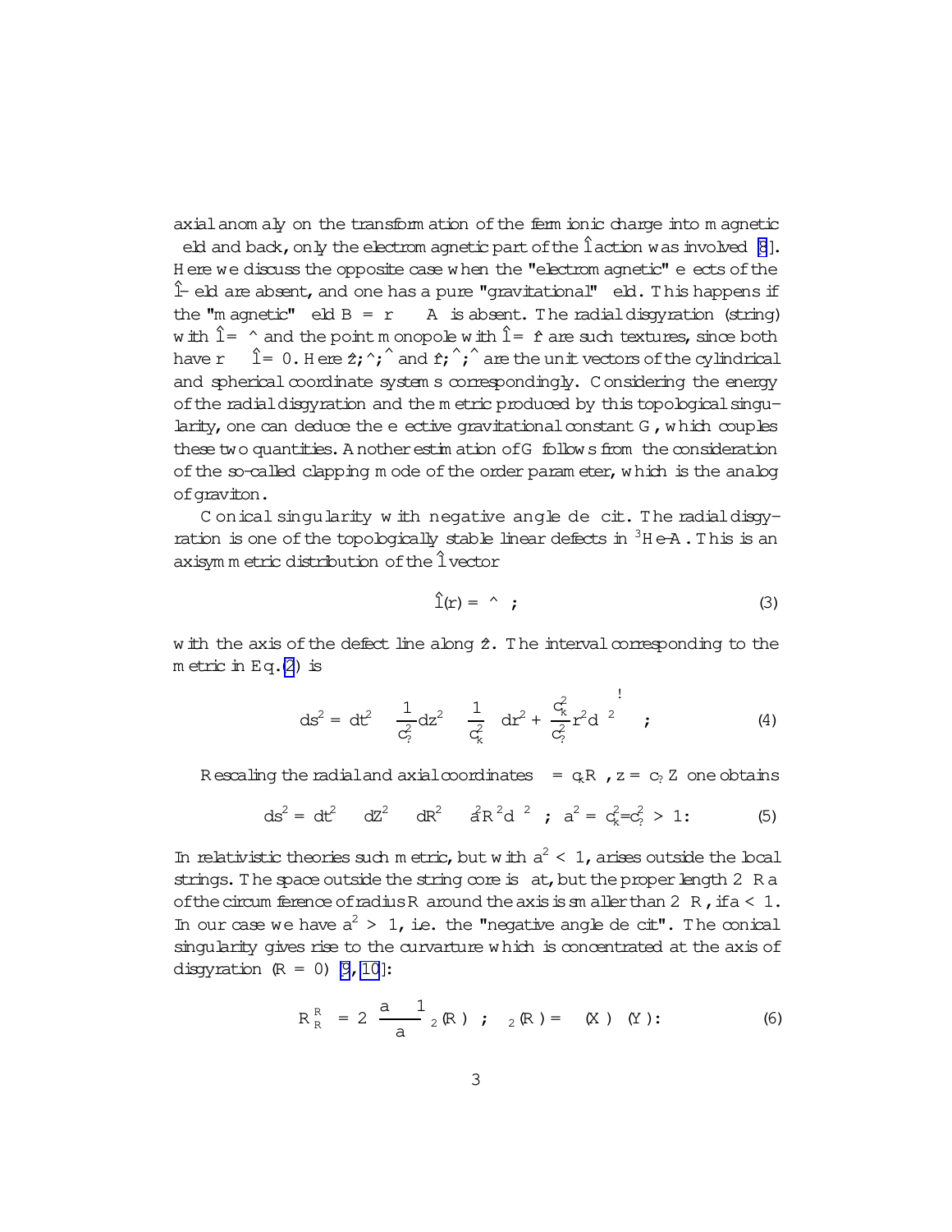axial anomaly on the transformation of the fermionic charge into magnetic field and back, only the electromagnetic part of the $\hat{l}$ action was involved [8]. Here we discuss the opposite case when the "electromagnetic" effects of the $\hat{l}$-field are absent, and one has a pure "gravitational" field. This happens if the "magnetic" field $B = \nabla \times A$ is absent. The radial disgyration (string) with $\hat{l} = \hat{\rho}$ and the point monopole with $\hat{l} = \hat{r}$ are such textures, since both have $\nabla \times \hat{l} = 0$. Here $\hat{z}, \hat{\rho}, \hat{\phi}$ and $\hat{r}, \hat{\theta}, \hat{\phi}$ are the unit vectors of the cylindrical and spherical coordinate systems correspondingly. Considering the energy of the radial disgyration and the metric produced by this topological singularity, one can deduce the effective gravitational constant $G$, which couples these two quantities. Another estimation of $G$ follows from the consideration of the so-called clapping mode of the order parameter, which is the analog of graviton.

**Conical singularity with negative angle deficit.** The radial disgyration is one of the topologically stable linear defects in $^3$He-A. This is an axisymmetric distribution of the $\hat{l}$ vector

$$\hat{l}(\mathbf{r}) = \hat{\rho} \; , \tag{3}$$

with the axis of the defect line along $\hat{z}$. The interval corresponding to the metric in Eq.(2) is

$$ds^2 = dt^2 - \frac{1}{c_\parallel^2} dz^2 - \frac{1}{c_\perp^2}\left( d\rho^2 + \frac{c_\perp^2}{c_\parallel^2}\rho^2 d\phi^2 \right) \; , \tag{4}$$

Rescaling the radial and axial coordinates $\rho = c_\perp R$, $z = c_\parallel Z$ one obtains

$$ds^2 = dt^2 - dZ^2 - dR^2 - a^2 R^2 d\phi^2 \; ; \; a^2 = c_\perp^2 / c_\parallel^2 > 1 . \tag{5}$$

In relativistic theories such metric, but with $a^2 < 1$, arises outside the local strings. The space outside the string core is flat, but the proper length $2\pi R a$ of the circumference of radius $R$ around the axis is smaller than $2\pi R$, if $a < 1$. In our case we have $a^2 > 1$, i.e. the "negative angle deficit". The conical singularity gives rise to the curvature which is concentrated at the axis of disgyration ($R = 0$) [9, 10]:

$$R^R_R = 2\pi \frac{a - 1}{a} \delta_2(\mathbf{R}) \; ; \; \delta_2(\mathbf{R}) = \delta(X)\delta(Y) . \tag{6}$$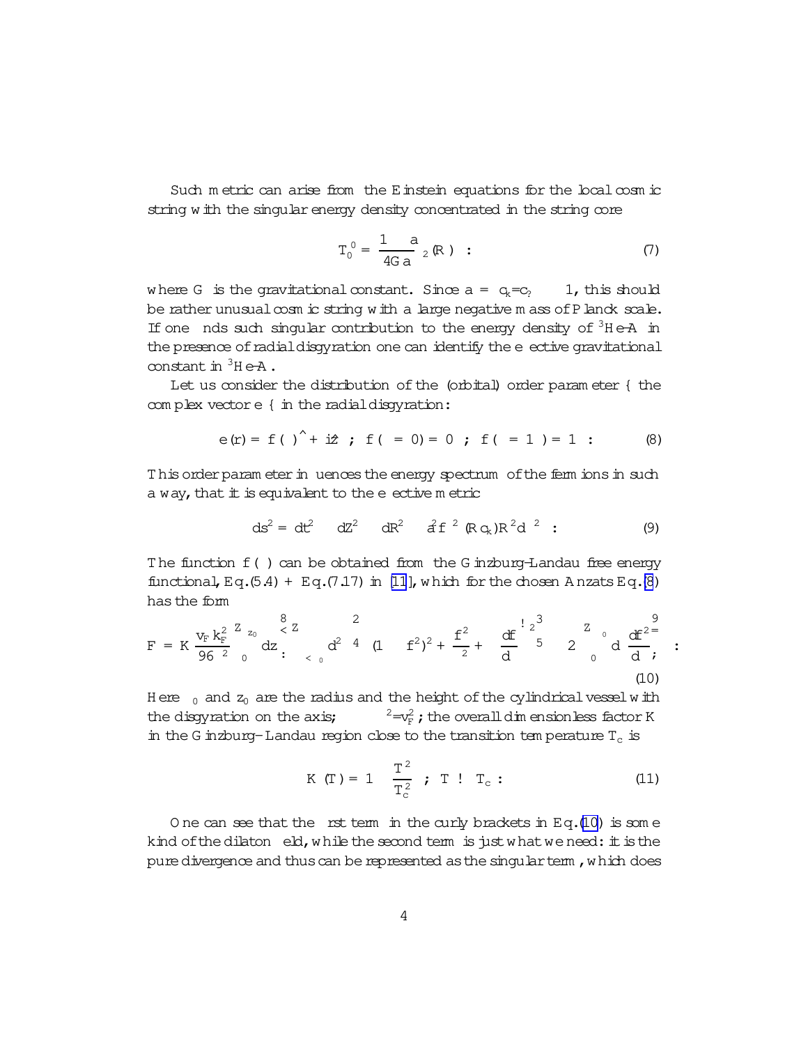Such metric can arise from the Einstein equations for the local cosmic string with the singular energy density concentrated in the string core

$$T_0^0 = \frac{1-a}{4Ga}\delta_2(\mathbf{R}) ~. \tag{7}$$

where $G$ is the gravitational constant. Since $a = c_\parallel/c_\perp \ll 1$, this should be rather unusual cosmic string with a large negative mass of Planck scale. If one finds such singular contribution to the energy density of $^3$He-A in the presence of radial disgyration one can identify the effective gravitational constant in $^3$He-A.

Let us consider the distribution of the (orbital) order parameter – the complex vector $\mathbf{e}$ – in the radial disgyration:

$$\mathbf{e}(\mathbf{r}) = f(\rho)\hat{\rho} + i\hat{z} ~~;~~ f(\rho = 0) = 0 ~~;~~ f(\rho = \infty) = 1 ~. \tag{8}$$

This order parameter influences the energy spectrum of the fermions in such a way, that it is equivalent to the effective metric

$$ds^2 = dt^2 - dZ^2 - dR^2 - a^2 f^{-2}(Rc_\parallel)R^2 d\phi^2 ~. \tag{9}$$

The function $f(\rho)$ can be obtained from the Ginzburg-Landau free energy functional, Eq.(5.4) + Eq.(7.17) in [11], which for the chosen Anzats Eq.(8) has the form

$$F = K\frac{v_F k_F^2}{96\pi^2}\int_0^{z_0} dz \left\{ \int_{\rho<\rho_0} d^2\rho \left[ \frac{4}{\xi^2}(1-f^2)^2 + \frac{f^2}{\rho^2} + \left(\frac{df}{d\rho}\right)^2 \right] - 2\pi\int_0^{\rho_0} d\rho \frac{df^2}{d\rho} \right\} ~. \tag{10}$$

Here $\rho_0$ and $z_0$ are the radius and the height of the cylindrical vessel with the disgyration on the axis; $\xi^2 = v_F^2/\Delta^2$; the overall dimensionless factor $K$ in the Ginzburg–Landau region close to the transition temperature $T_c$ is

$$K(T) = 1 - \frac{T^2}{T_c^2} ~~;~~ T \rightarrow T_c ~. \tag{11}$$

One can see that the first term in the curly brackets in Eq.(10) is some kind of the dilaton field, while the second term is just what we need: it is the pure divergence and thus can be represented as the singular term, which does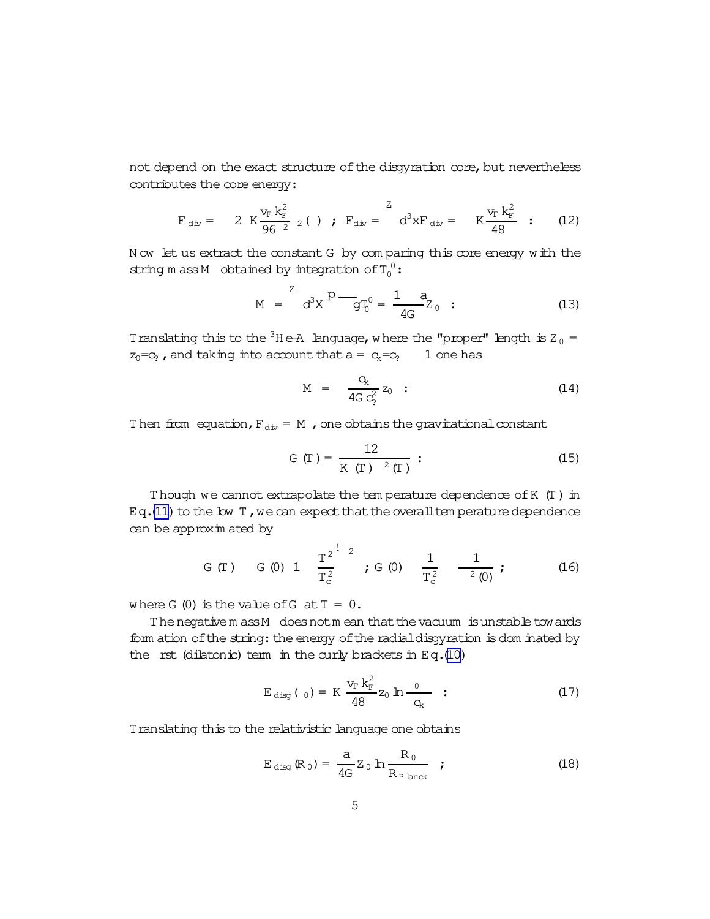not depend on the exact structure of the disgyration core, but nevertheless contributes the core energy:

$$F_{\rm div} = -2\pi K \frac{v_F k_F^2}{96\pi^2}\,\delta_2(\rho)\ ;\ F_{\rm div} = \int d^3x F_{\rm div} = -K\frac{v_F k_F^2}{48\pi}\ . \qquad (12)$$

Now let us extract the constant $G$ by comparing this core energy with the string mass $M$ obtained by integration of $T_0^0$:

$$M = \int d^3X \sqrt{-g}\,T_0^0 = \frac{1-a}{4G}Z_0\ . \qquad (13)$$

Translating this to the $^3$He-A language, where the "proper" length is $Z_0 = z_0/c_\parallel$, and taking into account that $a = c_k/c_\parallel \ll 1$ one has

$$M = -\frac{c_k}{4G\,c_\parallel^2}z_0\ . \qquad (14)$$

Then from equation, $F_{\rm div} = M$, one obtains the gravitational constant

$$G(T) = \frac{12\pi}{K(T)\,\Delta^2(T)}\ . \qquad (15)$$

Though we cannot extrapolate the temperature dependence of $K(T)$ in Eq.(11) to the low $T$, we can expect that the overall temperature dependence can be approximated by

$$G(T) \sim G(0)\left(1 - \frac{T^2}{T_c^2}\right)^{-2}\ ;\ G(0) \sim \frac{1}{T_c^2} \sim \frac{1}{\Delta^2(0)}\ ; \qquad (16)$$

where $G(0)$ is the value of $G$ at $T = 0$.

The negative mass $M$ does not mean that the vacuum is unstable towards formation of the string: the energy of the radial disgyration is dominated by the first (dilatonic) term in the curly brackets in Eq.(10)

$$E_{\rm disg}(\rho_0) = \pi K\frac{v_F k_F^2}{48\pi}z_0 \ln\frac{\rho_0}{c_k}\ . \qquad (17)$$

Translating this to the relativistic language one obtains

$$E_{\rm disg}(R_0) = \frac{a}{4G}Z_0 \ln\frac{R_0}{R_{\rm Planck}}\ ; \qquad (18)$$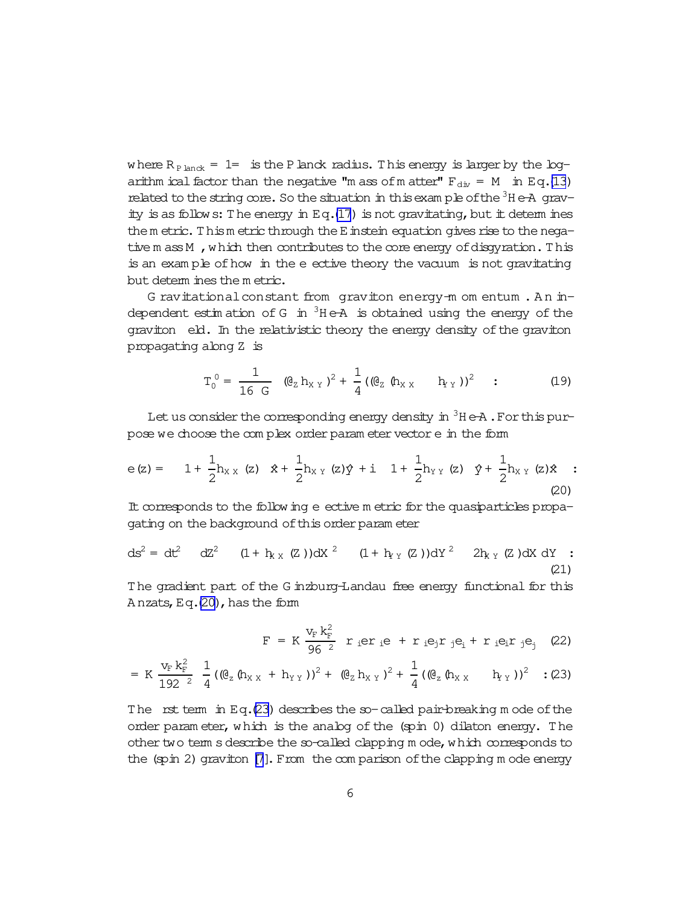where $R_{Planck} = 1/\Lambda$ is the Planck radius. This energy is larger by the logarithmical factor than the negative "mass of matter" $F_{div} = M$ in Eq.(13) related to the string core. So the situation in this example of the $^3$He-A gravity is as follows: The energy in Eq.(17) is not gravitating, but it determines the metric. This metric through the Einstein equation gives rise to the negative mass $M$, which then contributes to the core energy of disgyration. This is an example of how in the effective theory the vacuum is not gravitating but determines the metric.

**Gravitational constant from graviton energy-momentum.** An independent estimation of $G$ in $^3$He-A is obtained using the energy of the graviton field. In the relativistic theory the energy density of the graviton propagating along $Z$ is

$$T_0^0 = \frac{1}{16\pi G}\left( (\partial_Z h_{XY})^2 + \frac{1}{4}((\partial_Z (h_{XX} - h_{YY}))^2 \right) . \quad (19)$$

Let us consider the corresponding energy density in $^3$He-A. For this purpose we choose the complex order parameter vector $\mathbf{e}$ in the form

$$\mathbf{e}(z) = \left(1 + \frac{1}{2}h_{XX}(z)\right)\hat{\mathbf{x}} + \frac{1}{2}h_{XY}(z)\hat{\mathbf{y}} + i\left(\left(1 + \frac{1}{2}h_{YY}(z)\right)\hat{\mathbf{y}} + \frac{1}{2}h_{XY}(z)\hat{\mathbf{x}}\right) . \quad (20)$$

It corresponds to the following effective metric for the quasiparticles propagating on the background of this order parameter

$$ds^2 = dt^2 - dZ^2 - (1 + h_{XX}(Z))dX^2 - (1 + h_{YY}(Z))dY^2 - 2h_{XY}(Z)dX\,dY . \quad (21)$$

The gradient part of the Ginzburg-Landau free energy functional for this Anzats, Eq.(20), has the form

$$F = K\frac{v_F k_F^2}{96\pi^2}\left( \nabla_i \mathbf{e}^* \nabla_i \mathbf{e} + \nabla_i e_j^* \nabla_j e_i + \nabla_i e_i^* \nabla_j e_j \right) \quad (22)$$

$$= K\frac{v_F k_F^2}{192\pi^2}\left( \frac{1}{4}((\partial_z (h_{XX} + h_{YY}))^2 + (\partial_Z h_{XY})^2 + \frac{1}{4}((\partial_z (h_{XX} - h_{YY}))^2 \right) . \quad (23)$$

The first term in Eq.(23) describes the so-called pair-breaking mode of the order parameter, which is the analog of the (spin 0) dilaton energy. The other two terms describe the so-called clapping mode, which corresponds to the (spin 2) graviton [7]. From the comparison of the clapping mode energy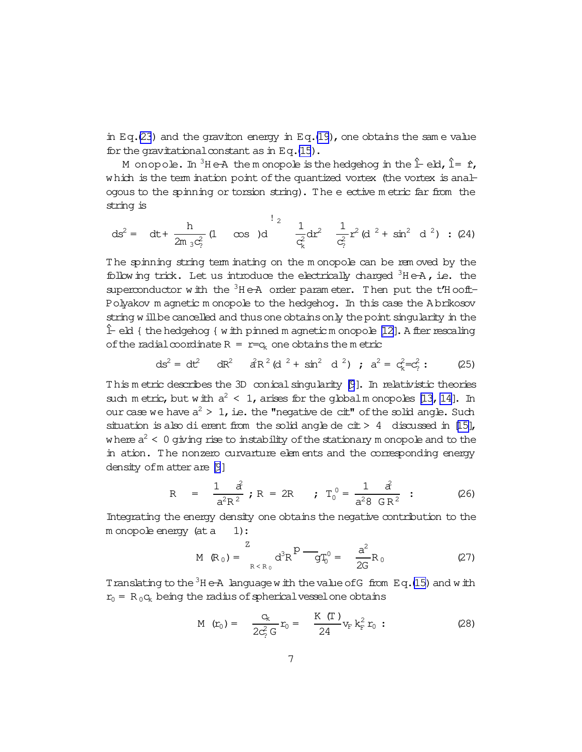in Eq.(23) and the graviton energy in Eq.(19), one obtains the same value for the gravitational constant as in Eq.(15).

*Monopole*. In $^3$He-A the monopole is the hedgehog in the $\hat{l}$-field, $\hat{l} = \hat{r}$, which is the termination point of the quantized vortex (the vortex is analogous to the spinning or torsion string). The effective metric far from the string is

$$ds^2 = -\left(dt + \frac{\hbar}{2m_3 c_\perp^2}(1 - \cos\theta)d\phi\right)^2 - \frac{1}{c_\parallel^2}dr^2 - \frac{1}{c_\perp^2}r^2(d\theta^2 + \sin^2\theta \, d\phi^2) \; . \; (24)$$

The spinning string terminating on the monopole can be removed by the following trick. Let us introduce the electrically charged $^3$He-A, i.e. the superconductor with the $^3$He-A order parameter. Then put the t'Hooft-Polyakov magnetic monopole to the hedgehog. In this case the Abrikosov string will be cancelled and thus one obtains only the point singularity in the $\hat{l}$-field – the hedgehog – with pinned magnetic monopole [12]. After rescaling of the radial coordinate $R = r/c_\parallel$ one obtains the metric

$$ds^2 = dt^2 - dR^2 - a^2R^2(d\theta^2 + \sin^2\theta \, d\phi^2) \; ; \; a^2 = c_\parallel^2/c_\perp^2 \; . \qquad (25)$$

This metric describes the 3D conical singularity [9]. In relativistic theories such metric, but with $a^2 < 1$, arises for the global monopoles [13, 14]. In our case we have $a^2 > 1$, i.e. the "negative deficit" of the solid angle. Such situation is also different from the solid angle deficit $> 4\pi$ discussed in [15], where $a^2 < 0$ giving rise to instability of the stationary monopole and to the inflation. The nonzero curvature elements and the corresponding energy density of matter are [9]

$$R^{\theta\phi}_{\theta\phi} = \frac{1 - a^2}{a^2R^2} \; ; \; R = 2R^{\theta\phi}_{\theta\phi} \; ; \; T_0^0 = \frac{1 - a^2}{a^2 8\pi GR^2} \; . \qquad (26)$$

Integrating the energy density one obtains the negative contribution to the monopole energy (at $a - 1 \gg 1$):

$$M(R_0) = \int_{R<R_0} d^3R\sqrt{-g}T_0^0 = -\frac{a^2}{2G}R_0 \qquad (27)$$

Translating to the $^3$He-A language with the value of $G$ from Eq.(15) and with $r_0 = R_0 c_\parallel$ being the radius of spherical vessel one obtains

$$M(r_0) = -\frac{c_\parallel}{2c_\perp^2 G}r_0 = -\frac{K(T)}{24\pi}v_F k_F^2 r_0 \; . \qquad (28)$$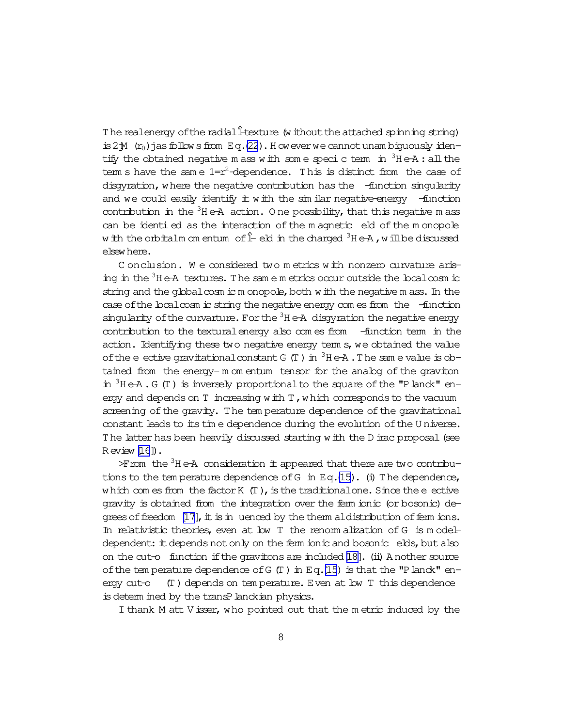The real energy of the radial $\hat{l}$-texture (without the attached spinning string) is $2|M(r_0)|$ as follows from Eq.(22). However we cannot unambiguously identify the obtained negative mass with some specific term in $^3$He-A: all the terms have the same $1/r^2$-dependence. This is distinct from the case of disgyration, where the negative contribution has the $\delta$-function singularity and we could easily identify it with the similar negative-energy $\delta$-function contribution in the $^3$He-A action. One possibility, that this negative mass can be identified as the interaction of the magnetic field of the monopole with the orbital momentum of $\hat{l}$-field in the charged $^3$He-A, will be discussed elsewhere.

**Conclusion.** We considered two metrics with nonzero curvature arising in the $^3$He-A textures. The same metrics occur outside the local cosmic string and the global cosmic monopole, both with the negative mass. In the case of the local cosmic string the negative energy comes from the $\delta$-function singularity of the curvature. For the $^3$He-A disgyration the negative energy contribution to the textural energy also comes from $\delta$-function term in the action. Identifying these two negative energy terms, we obtained the value of the effective gravitational constant $G(T)$ in $^3$He-A. The same value is obtained from the energy-momentum tensor for the analog of the graviton in $^3$He-A. $G(T)$ is inversely proportional to the square of the "Planck" energy and depends on $T$ increasing with $T$, which corresponds to the vacuum screening of the gravity. The temperature dependence of the gravitational constant leads to its time dependence during the evolution of the Universe. The latter has been heavily discussed starting with the Dirac proposal (see Review [16]).

From the $^3$He-A consideration it appeared that there are two contributions to the temperature dependence of $G$ in Eq.(15). (i) The dependence, which comes from the factor $K(T)$, is the traditional one. Since the effective gravity is obtained from the integration over the fermionic (or bosonic) degrees of freedom [17], it is influenced by the thermal distribution of fermions. In relativistic theories, even at low $T$ the renormalization of $G$ is model-dependent: it depends not only on the fermionic and bosonic fields, but also on the cut-off function if the gravitons are included [18]. (ii) Another source of the temperature dependence of $G(T)$ in Eq.(15) is that the "Planck" energy cut-off $\Delta(T)$ depends on temperature. Even at low $T$ this dependence is determined by the transPlanckian physics.

I thank Matt Visser, who pointed out that the metric induced by the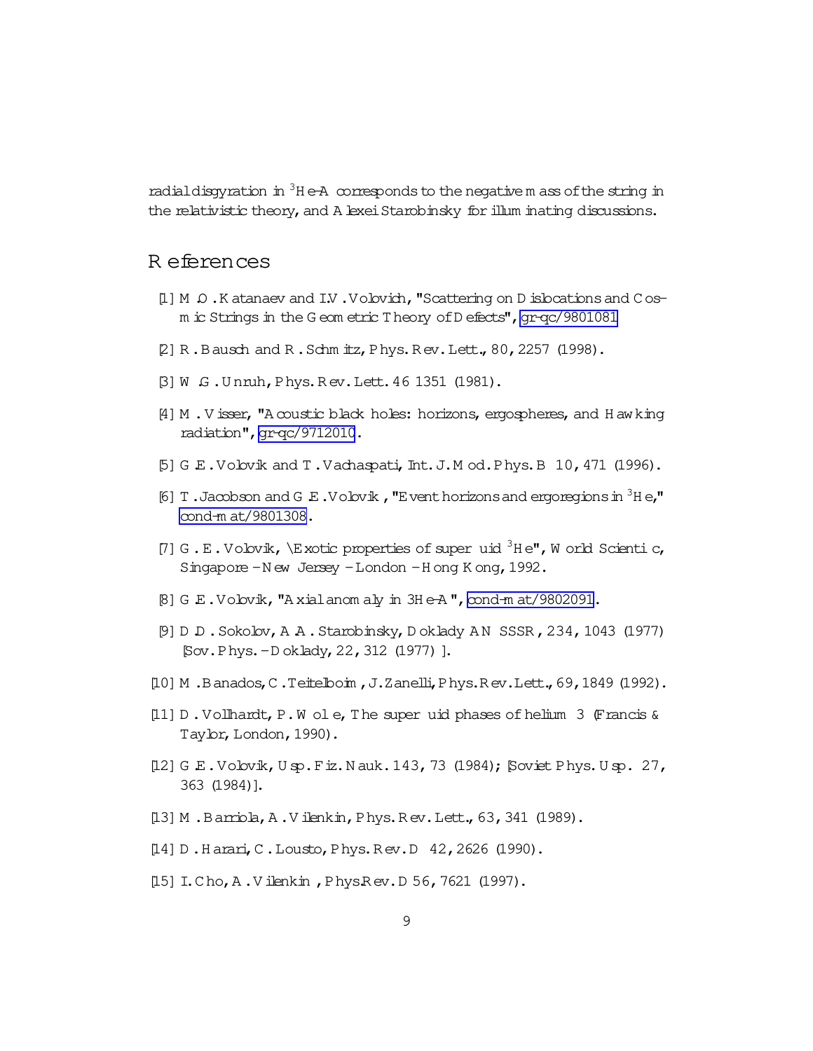radial disgyration in $^3$He-A corresponds to the negative mass of the string in the relativistic theory, and Alexei Starobinsky for illuminating discussions.

## References

[1] M.O. Katanaev and I.V. Volovich, "Scattering on Dislocations and Cosmic Strings in the Geometric Theory of Defects", gr-qc/9801081

[2] R. Bausch and R. Schmitz, Phys. Rev. Lett., 80, 2257 (1998).

[3] W.G. Unruh, Phys. Rev. Lett. 46 1351 (1981).

[4] M. Visser, "Acoustic black holes: horizons, ergospheres, and Hawking radiation", gr-qc/9712010.

[5] G.E. Volovik and T. Vachaspati, Int. J. Mod. Phys. B 10, 471 (1996).

[6] T. Jacobson and G.E. Volovik, "Event horizons and ergoregions in $^3$He," cond-mat/9801308.

[7] G. E. Volovik, "Exotic properties of superfluid $^3$He", World Scientific, Singapore - New Jersey - London - Hong Kong, 1992.

[8] G.E. Volovik, "Axial anomaly in 3He-A", cond-mat/9802091.

[9] D.D. Sokolov, A.A. Starobinsky, Doklady AN SSSR, 234, 1043 (1977) [Sov. Phys. - Doklady, 22, 312 (1977)].

[10] M. Banados, C. Teitelboim, J. Zanelli, Phys. Rev. Lett., 69, 1849 (1992).

[11] D. Vollhardt, P. Wolfle, The superfluid phases of helium 3 (Francis & Taylor, London, 1990).

[12] G.E. Volovik, Usp. Fiz. Nauk. 143, 73 (1984); [Soviet Phys. Usp. 27, 363 (1984)].

[13] M. Barriola, A. Vilenkin, Phys. Rev. Lett., 63, 341 (1989).

[14] D. Harari, C. Lousto, Phys. Rev. D 42, 2626 (1990).

[15] I. Cho, A. Vilenkin, Phys. Rev. D 56, 7621 (1997).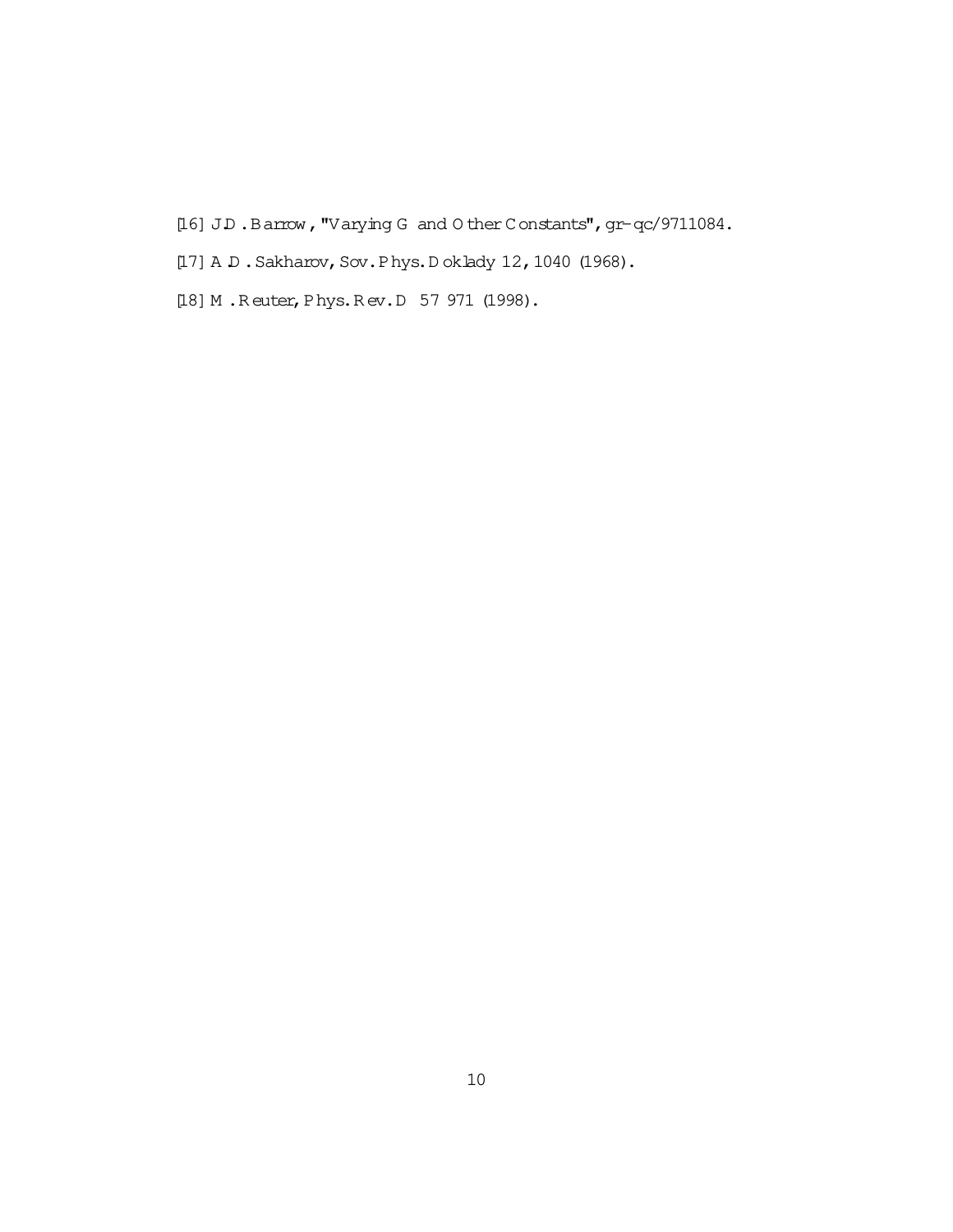[16] J.D. Barrow, "Varying G and Other Constants", gr-qc/9711084.

[17] A.D. Sakharov, Sov. Phys. Doklady 12, 1040 (1968).

[18] M. Reuter, Phys. Rev. D 57 971 (1998).